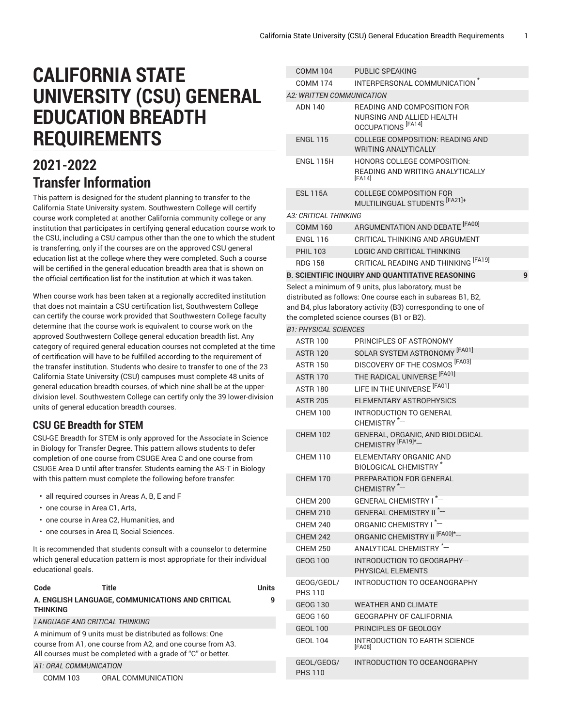# CALIFORNIA STATE UNIVERSITY (CSU) GENERAL EDUCATION BREADTH REQUIREMENTS

## 2021-2022 Transfer Information

This pattern is designed for the student planning to transfer to the California State University system. Southwestern College will certify course work completed at another California community college or any institution that participates in certifying general education course work to the CSU, including a CSU campus other than the one to which the student is transferring, only if the courses are on the approved CSU general education list at the college where they were completed. Such a course will be certified in the general education breadth area that is shown on the official certification list for the institution at which it was taken.

When course work has been taken at a regionally accredited institution that does not maintain a CSU certification list, Southwestern College can certify the course work provided that Southwestern College faculty determine that the course work is equivalent to course work on the approved Southwestern College general education breadth list. Any category of required general education courses not completed at the time of certification will have to be fulfilled according to the requirement of the transfer institution. Students who desire to transfer to one of the 23 California State University (CSU) campuses must complete 48 units of general education breadth courses, of which nine shall be at the upper-division level. Southwestern College can certify only the 39 lower-division units of general education breadth courses.

### CSU GE Breadth for STEM

CSU-GE Breadth for STEM is only approved for the Associate in Science in Biology for Transfer Degree. This pattern allows students to defer completion of one course from CSUGE Area C and one course from CSUGE Area D until after transfer. Students earning the AS-T in Biology with this pattern must complete the following before transfer:

- all required courses in Areas A, B, E and F
- one course in Area C1, Arts,
- one course in Area C2, Humanities, and
- one courses in Area D, Social Sciences.

It is recommended that students consult with a counselor to determine which general education pattern is most appropriate for their individual educational goals.

| Code | Title | Units |
|---|---|---|
| **A. ENGLISH LANGUAGE, COMMUNICATIONS AND CRITICAL THINKING** | | **9** |
| *LANGUAGE AND CRITICAL THINKING* | | |
| A minimum of 9 units must be distributed as follows: One course from A1, one course from A2, and one course from A3. All courses must be completed with a grade of "C" or better. | | |
| *A1: ORAL COMMUNICATION* | | |
| COMM 103 | ORAL COMMUNICATION | |
| COMM 104 | PUBLIC SPEAKING | |
| COMM 174 | INTERPERSONAL COMMUNICATION * | |
| *A2: WRITTEN COMMUNICATION* | | |
| ADN 140 | READING AND COMPOSITION FOR NURSING AND ALLIED HEALTH OCCUPATIONS [FA14] | |
| ENGL 115 | COLLEGE COMPOSITION: READING AND WRITING ANALYTICALLY | |
| ENGL 115H | HONORS COLLEGE COMPOSITION: READING AND WRITING ANALYTICALLY [FA14] | |
| ESL 115A | COLLEGE COMPOSITION FOR MULTILINGUAL STUDENTS [FA21]+ | |
| *A3: CRITICAL THINKING* | | |
| COMM 160 | ARGUMENTATION AND DEBATE [FA00] | |
| ENGL 116 | CRITICAL THINKING AND ARGUMENT | |
| PHIL 103 | LOGIC AND CRITICAL THINKING | |
| RDG 158 | CRITICAL READING AND THINKING [FA19] | |
| **B. SCIENTIFIC INQUIRY AND QUANTITATIVE REASONING** | | **9** |
| Select a minimum of 9 units, plus laboratory, must be distributed as follows: One course each in subareas B1, B2, and B4, plus laboratory activity (B3) corresponding to one of the completed science courses (B1 or B2). | | |
| *B1: PHYSICAL SCIENCES* | | |
| ASTR 100 | PRINCIPLES OF ASTRONOMY | |
| ASTR 120 | SOLAR SYSTEM ASTRONOMY [FA01] | |
| ASTR 150 | DISCOVERY OF THE COSMOS [FA03] | |
| ASTR 170 | THE RADICAL UNIVERSE [FA01] | |
| ASTR 180 | LIFE IN THE UNIVERSE [FA01] | |
| ASTR 205 | ELEMENTARY ASTROPHYSICS | |
| CHEM 100 | INTRODUCTION TO GENERAL CHEMISTRY *— | |
| CHEM 102 | GENERAL, ORGANIC, AND BIOLOGICAL CHEMISTRY [FA19]*— | |
| CHEM 110 | ELEMENTARY ORGANIC AND BIOLOGICAL CHEMISTRY *— | |
| CHEM 170 | PREPARATION FOR GENERAL CHEMISTRY *— | |
| CHEM 200 | GENERAL CHEMISTRY I *— | |
| CHEM 210 | GENERAL CHEMISTRY II *— | |
| CHEM 240 | ORGANIC CHEMISTRY I *— | |
| CHEM 242 | ORGANIC CHEMISTRY II [FA00]*— | |
| CHEM 250 | ANALYTICAL CHEMISTRY *— | |
| GEOG 100 | INTRODUCTION TO GEOGRAPHY---PHYSICAL ELEMENTS | |
| GEOG/GEOL/PHS 110 | INTRODUCTION TO OCEANOGRAPHY | |
| GEOG 130 | WEATHER AND CLIMATE | |
| GEOG 160 | GEOGRAPHY OF CALIFORNIA | |
| GEOL 100 | PRINCIPLES OF GEOLOGY | |
| GEOL 104 | INTRODUCTION TO EARTH SCIENCE [FA08] | |
| GEOL/GEOG/PHS 110 | INTRODUCTION TO OCEANOGRAPHY | |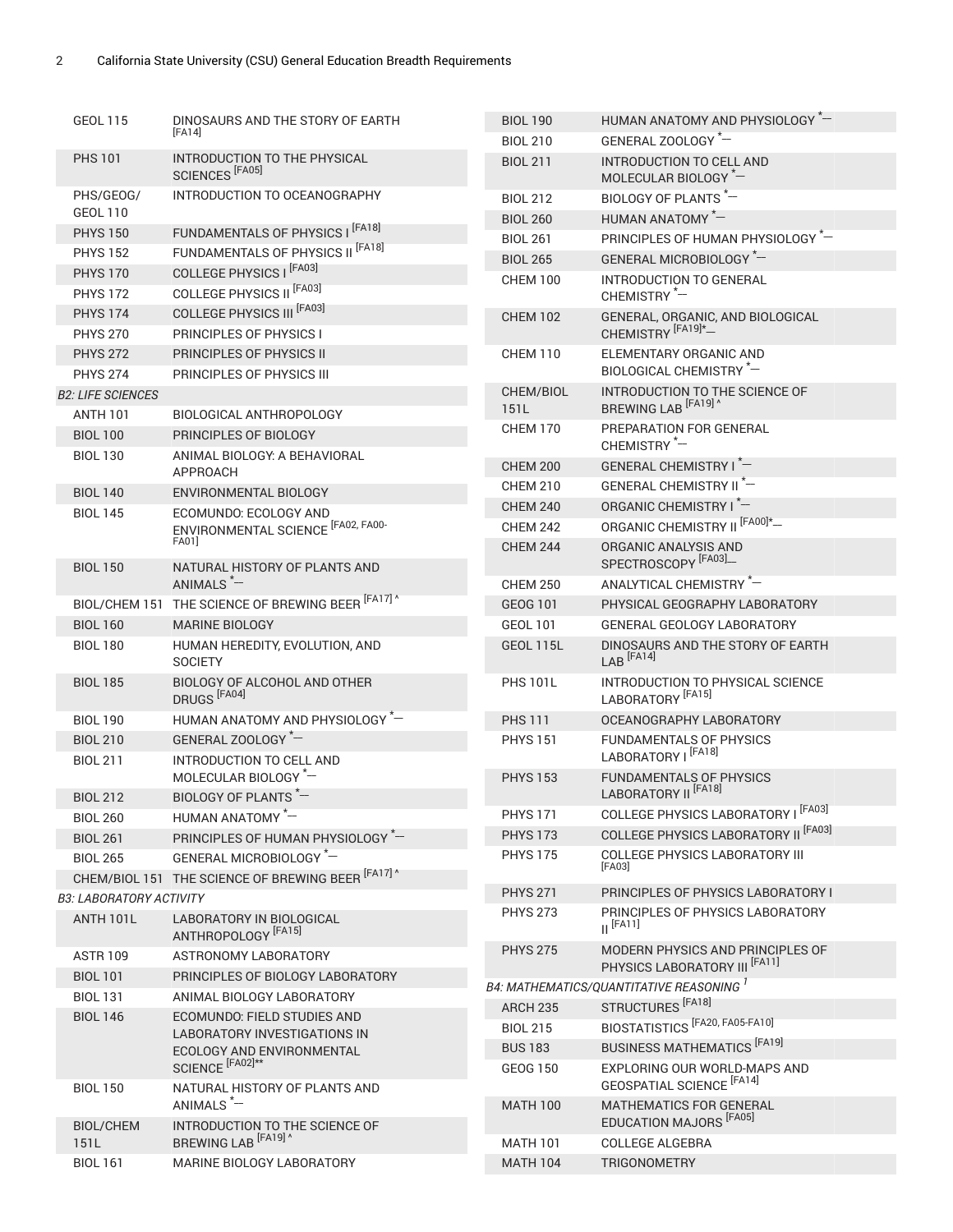| | |
|---|---|
| GEOL 115 | DINOSAURS AND THE STORY OF EARTH [FA14] |
| PHS 101 | INTRODUCTION TO THE PHYSICAL SCIENCES [FA05] |
| PHS/GEOG/ GEOL 110 | INTRODUCTION TO OCEANOGRAPHY |
| PHYS 150 | FUNDAMENTALS OF PHYSICS I [FA18] |
| PHYS 152 | FUNDAMENTALS OF PHYSICS II [FA18] |
| PHYS 170 | COLLEGE PHYSICS I [FA03] |
| PHYS 172 | COLLEGE PHYSICS II [FA03] |
| PHYS 174 | COLLEGE PHYSICS III [FA03] |
| PHYS 270 | PRINCIPLES OF PHYSICS I |
| PHYS 272 | PRINCIPLES OF PHYSICS II |
| PHYS 274 | PRINCIPLES OF PHYSICS III |

*B2: LIFE SCIENCES*

| | |
|---|---|
| ANTH 101 | BIOLOGICAL ANTHROPOLOGY |
| BIOL 100 | PRINCIPLES OF BIOLOGY |
| BIOL 130 | ANIMAL BIOLOGY: A BEHAVIORAL APPROACH |
| BIOL 140 | ENVIRONMENTAL BIOLOGY |
| BIOL 145 | ECOMUNDO: ECOLOGY AND ENVIRONMENTAL SCIENCE [FA02, FA00-FA01] |
| BIOL 150 | NATURAL HISTORY OF PLANTS AND ANIMALS *— |
| BIOL/CHEM 151 | THE SCIENCE OF BREWING BEER [FA17] ^ |
| BIOL 160 | MARINE BIOLOGY |
| BIOL 180 | HUMAN HEREDITY, EVOLUTION, AND SOCIETY |
| BIOL 185 | BIOLOGY OF ALCOHOL AND OTHER DRUGS [FA04] |
| BIOL 190 | HUMAN ANATOMY AND PHYSIOLOGY *— |
| BIOL 210 | GENERAL ZOOLOGY *— |
| BIOL 211 | INTRODUCTION TO CELL AND MOLECULAR BIOLOGY *— |
| BIOL 212 | BIOLOGY OF PLANTS *— |
| BIOL 260 | HUMAN ANATOMY *— |
| BIOL 261 | PRINCIPLES OF HUMAN PHYSIOLOGY *— |
| BIOL 265 | GENERAL MICROBIOLOGY *— |
| CHEM/BIOL 151 | THE SCIENCE OF BREWING BEER [FA17] ^ |

*B3: LABORATORY ACTIVITY*

| | |
|---|---|
| ANTH 101L | LABORATORY IN BIOLOGICAL ANTHROPOLOGY [FA15] |
| ASTR 109 | ASTRONOMY LABORATORY |
| BIOL 101 | PRINCIPLES OF BIOLOGY LABORATORY |
| BIOL 131 | ANIMAL BIOLOGY LABORATORY |
| BIOL 146 | ECOMUNDO: FIELD STUDIES AND LABORATORY INVESTIGATIONS IN ECOLOGY AND ENVIRONMENTAL SCIENCE [FA02]** |
| BIOL 150 | NATURAL HISTORY OF PLANTS AND ANIMALS *— |
| BIOL/CHEM 151L | INTRODUCTION TO THE SCIENCE OF BREWING LAB [FA19] ^ |
| BIOL 161 | MARINE BIOLOGY LABORATORY |
| BIOL 190 | HUMAN ANATOMY AND PHYSIOLOGY *— |
| BIOL 210 | GENERAL ZOOLOGY *— |
| BIOL 211 | INTRODUCTION TO CELL AND MOLECULAR BIOLOGY *— |
| BIOL 212 | BIOLOGY OF PLANTS *— |
| BIOL 260 | HUMAN ANATOMY *— |
| BIOL 261 | PRINCIPLES OF HUMAN PHYSIOLOGY *— |
| BIOL 265 | GENERAL MICROBIOLOGY *— |
| CHEM 100 | INTRODUCTION TO GENERAL CHEMISTRY *— |
| CHEM 102 | GENERAL, ORGANIC, AND BIOLOGICAL CHEMISTRY [FA19]*— |
| CHEM 110 | ELEMENTARY ORGANIC AND BIOLOGICAL CHEMISTRY *— |
| CHEM/BIOL 151L | INTRODUCTION TO THE SCIENCE OF BREWING LAB [FA19] ^ |
| CHEM 170 | PREPARATION FOR GENERAL CHEMISTRY *— |
| CHEM 200 | GENERAL CHEMISTRY I *— |
| CHEM 210 | GENERAL CHEMISTRY II *— |
| CHEM 240 | ORGANIC CHEMISTRY I *— |
| CHEM 242 | ORGANIC CHEMISTRY II [FA00]*— |
| CHEM 244 | ORGANIC ANALYSIS AND SPECTROSCOPY [FA03]— |
| CHEM 250 | ANALYTICAL CHEMISTRY *— |
| GEOG 101 | PHYSICAL GEOGRAPHY LABORATORY |
| GEOL 101 | GENERAL GEOLOGY LABORATORY |
| GEOL 115L | DINOSAURS AND THE STORY OF EARTH LAB [FA14] |
| PHS 101L | INTRODUCTION TO PHYSICAL SCIENCE LABORATORY [FA15] |
| PHS 111 | OCEANOGRAPHY LABORATORY |
| PHYS 151 | FUNDAMENTALS OF PHYSICS LABORATORY I [FA18] |
| PHYS 153 | FUNDAMENTALS OF PHYSICS LABORATORY II [FA18] |
| PHYS 171 | COLLEGE PHYSICS LABORATORY I [FA03] |
| PHYS 173 | COLLEGE PHYSICS LABORATORY II [FA03] |
| PHYS 175 | COLLEGE PHYSICS LABORATORY III [FA03] |
| PHYS 271 | PRINCIPLES OF PHYSICS LABORATORY I |
| PHYS 273 | PRINCIPLES OF PHYSICS LABORATORY II [FA11] |
| PHYS 275 | MODERN PHYSICS AND PRINCIPLES OF PHYSICS LABORATORY III [FA11] |

*B4: MATHEMATICS/QUANTITATIVE REASONING [1]*

| | |
|---|---|
| ARCH 235 | STRUCTURES [FA18] |
| BIOL 215 | BIOSTATISTICS [FA20, FA05-FA10] |
| BUS 183 | BUSINESS MATHEMATICS [FA19] |
| GEOG 150 | EXPLORING OUR WORLD-MAPS AND GEOSPATIAL SCIENCE [FA14] |
| MATH 100 | MATHEMATICS FOR GENERAL EDUCATION MAJORS [FA05] |
| MATH 101 | COLLEGE ALGEBRA |
| MATH 104 | TRIGONOMETRY |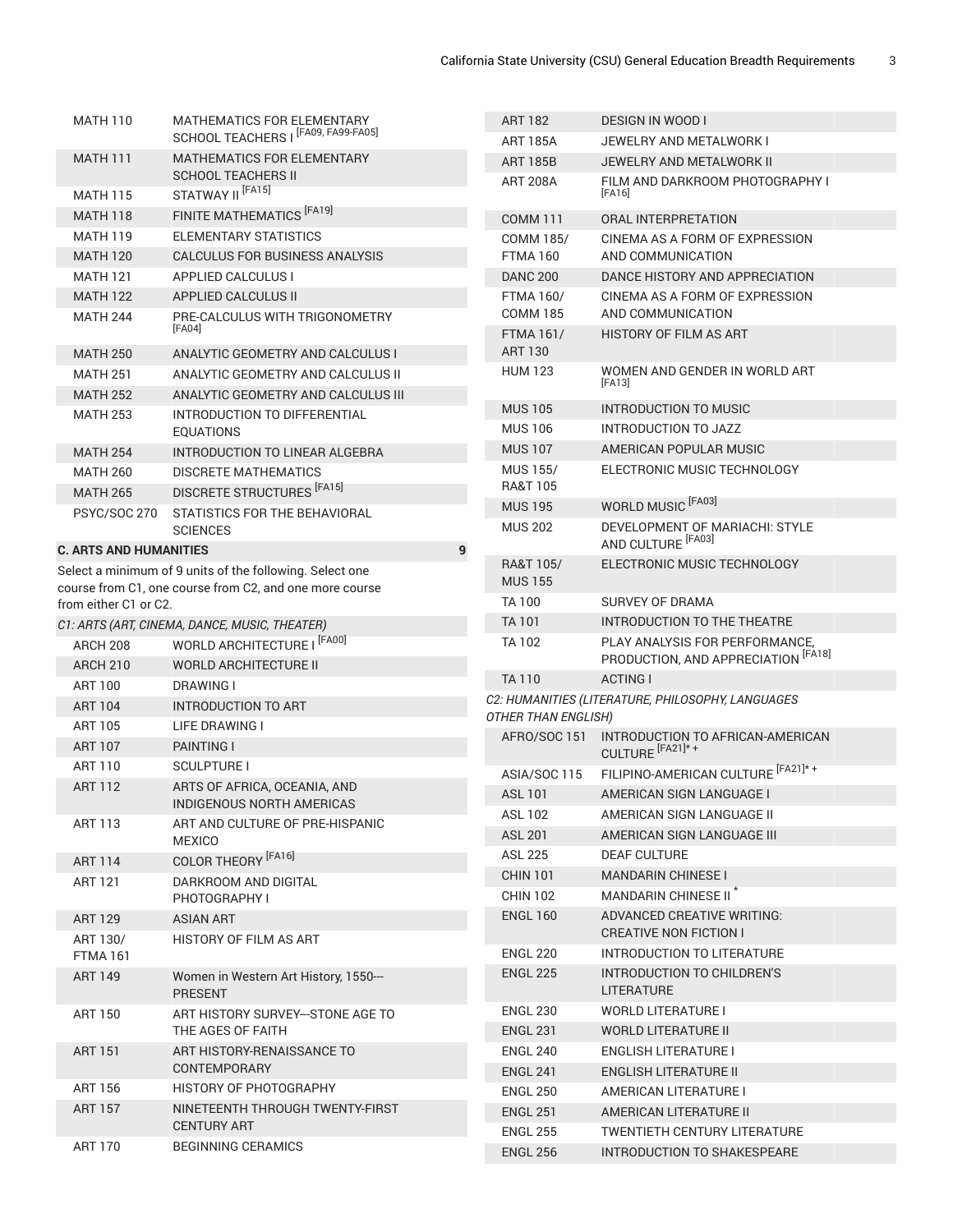| | |
|---|---|
| MATH 110 | MATHEMATICS FOR ELEMENTARY SCHOOL TEACHERS I [FA09, FA99-FA05] |
| MATH 111 | MATHEMATICS FOR ELEMENTARY SCHOOL TEACHERS II |
| MATH 115 | STATWAY II [FA15] |
| MATH 118 | FINITE MATHEMATICS [FA19] |
| MATH 119 | ELEMENTARY STATISTICS |
| MATH 120 | CALCULUS FOR BUSINESS ANALYSIS |
| MATH 121 | APPLIED CALCULUS I |
| MATH 122 | APPLIED CALCULUS II |
| MATH 244 | PRE-CALCULUS WITH TRIGONOMETRY [FA04] |
| MATH 250 | ANALYTIC GEOMETRY AND CALCULUS I |
| MATH 251 | ANALYTIC GEOMETRY AND CALCULUS II |
| MATH 252 | ANALYTIC GEOMETRY AND CALCULUS III |
| MATH 253 | INTRODUCTION TO DIFFERENTIAL EQUATIONS |
| MATH 254 | INTRODUCTION TO LINEAR ALGEBRA |
| MATH 260 | DISCRETE MATHEMATICS |
| MATH 265 | DISCRETE STRUCTURES [FA15] |
| PSYC/SOC 270 | STATISTICS FOR THE BEHAVIORAL SCIENCES |

**C. ARTS AND HUMANITIES** 9

Select a minimum of 9 units of the following. Select one course from C1, one course from C2, and one more course from either C1 or C2.

*C1: ARTS (ART, CINEMA, DANCE, MUSIC, THEATER)*

| | |
|---|---|
| ARCH 208 | WORLD ARCHITECTURE I [FA00] |
| ARCH 210 | WORLD ARCHITECTURE II |
| ART 100 | DRAWING I |
| ART 104 | INTRODUCTION TO ART |
| ART 105 | LIFE DRAWING I |
| ART 107 | PAINTING I |
| ART 110 | SCULPTURE I |
| ART 112 | ARTS OF AFRICA, OCEANIA, AND INDIGENOUS NORTH AMERICAS |
| ART 113 | ART AND CULTURE OF PRE-HISPANIC MEXICO |
| ART 114 | COLOR THEORY [FA16] |
| ART 121 | DARKROOM AND DIGITAL PHOTOGRAPHY I |
| ART 129 | ASIAN ART |
| ART 130/ FTMA 161 | HISTORY OF FILM AS ART |
| ART 149 | Women in Western Art History, 1550---PRESENT |
| ART 150 | ART HISTORY SURVEY---STONE AGE TO THE AGES OF FAITH |
| ART 151 | ART HISTORY-RENAISSANCE TO CONTEMPORARY |
| ART 156 | HISTORY OF PHOTOGRAPHY |
| ART 157 | NINETEENTH THROUGH TWENTY-FIRST CENTURY ART |
| ART 170 | BEGINNING CERAMICS |
| ART 182 | DESIGN IN WOOD I |
| ART 185A | JEWELRY AND METALWORK I |
| ART 185B | JEWELRY AND METALWORK II |
| ART 208A | FILM AND DARKROOM PHOTOGRAPHY I [FA16] |
| COMM 111 | ORAL INTERPRETATION |
| COMM 185/ FTMA 160 | CINEMA AS A FORM OF EXPRESSION AND COMMUNICATION |
| DANC 200 | DANCE HISTORY AND APPRECIATION |
| FTMA 160/ COMM 185 | CINEMA AS A FORM OF EXPRESSION AND COMMUNICATION |
| FTMA 161/ ART 130 | HISTORY OF FILM AS ART |
| HUM 123 | WOMEN AND GENDER IN WORLD ART [FA13] |
| MUS 105 | INTRODUCTION TO MUSIC |
| MUS 106 | INTRODUCTION TO JAZZ |
| MUS 107 | AMERICAN POPULAR MUSIC |
| MUS 155/ RA&T 105 | ELECTRONIC MUSIC TECHNOLOGY |
| MUS 195 | WORLD MUSIC [FA03] |
| MUS 202 | DEVELOPMENT OF MARIACHI: STYLE AND CULTURE [FA03] |
| RA&T 105/ MUS 155 | ELECTRONIC MUSIC TECHNOLOGY |
| TA 100 | SURVEY OF DRAMA |
| TA 101 | INTRODUCTION TO THE THEATRE |
| TA 102 | PLAY ANALYSIS FOR PERFORMANCE, PRODUCTION, AND APPRECIATION [FA18] |
| TA 110 | ACTING I |

*C2: HUMANITIES (LITERATURE, PHILOSOPHY, LANGUAGES OTHER THAN ENGLISH)*

| | |
|---|---|
| AFRO/SOC 151 | INTRODUCTION TO AFRICAN-AMERICAN CULTURE [FA21]* + |
| ASIA/SOC 115 | FILIPINO-AMERICAN CULTURE [FA21]* + |
| ASL 101 | AMERICAN SIGN LANGUAGE I |
| ASL 102 | AMERICAN SIGN LANGUAGE II |
| ASL 201 | AMERICAN SIGN LANGUAGE III |
| ASL 225 | DEAF CULTURE |
| CHIN 101 | MANDARIN CHINESE I |
| CHIN 102 | MANDARIN CHINESE II * |
| ENGL 160 | ADVANCED CREATIVE WRITING: CREATIVE NON FICTION I |
| ENGL 220 | INTRODUCTION TO LITERATURE |
| ENGL 225 | INTRODUCTION TO CHILDREN'S LITERATURE |
| ENGL 230 | WORLD LITERATURE I |
| ENGL 231 | WORLD LITERATURE II |
| ENGL 240 | ENGLISH LITERATURE I |
| ENGL 241 | ENGLISH LITERATURE II |
| ENGL 250 | AMERICAN LITERATURE I |
| ENGL 251 | AMERICAN LITERATURE II |
| ENGL 255 | TWENTIETH CENTURY LITERATURE |
| ENGL 256 | INTRODUCTION TO SHAKESPEARE |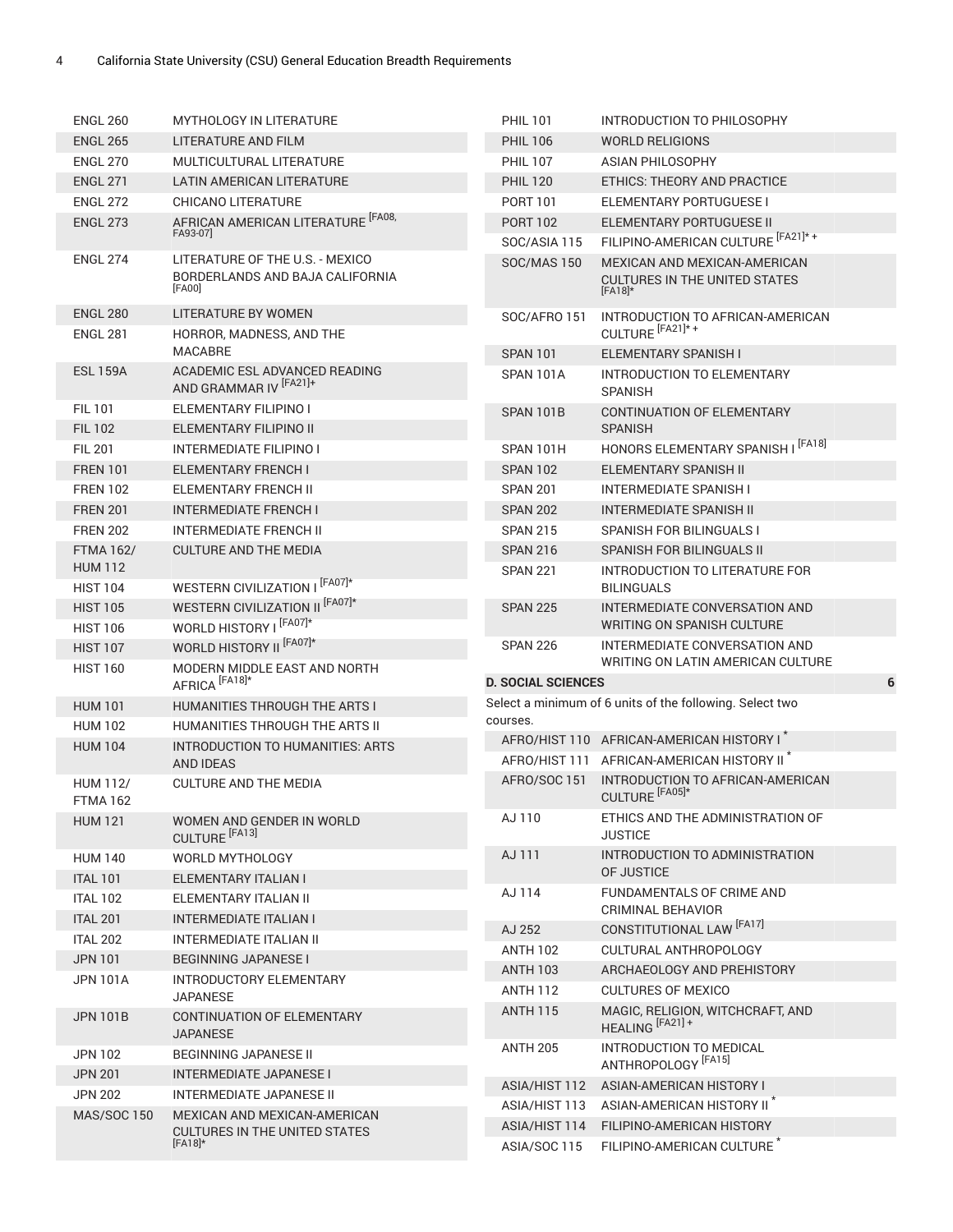| | |
|---|---|
| ENGL 260 | MYTHOLOGY IN LITERATURE |
| ENGL 265 | LITERATURE AND FILM |
| ENGL 270 | MULTICULTURAL LITERATURE |
| ENGL 271 | LATIN AMERICAN LITERATURE |
| ENGL 272 | CHICANO LITERATURE |
| ENGL 273 | AFRICAN AMERICAN LITERATURE [FA08, FA93-07] |
| ENGL 274 | LITERATURE OF THE U.S. - MEXICO BORDERLANDS AND BAJA CALIFORNIA [FA00] |
| ENGL 280 | LITERATURE BY WOMEN |
| ENGL 281 | HORROR, MADNESS, AND THE MACABRE |
| ESL 159A | ACADEMIC ESL ADVANCED READING AND GRAMMAR IV [FA21]+ |
| FIL 101 | ELEMENTARY FILIPINO I |
| FIL 102 | ELEMENTARY FILIPINO II |
| FIL 201 | INTERMEDIATE FILIPINO I |
| FREN 101 | ELEMENTARY FRENCH I |
| FREN 102 | ELEMENTARY FRENCH II |
| FREN 201 | INTERMEDIATE FRENCH I |
| FREN 202 | INTERMEDIATE FRENCH II |
| FTMA 162/ HUM 112 | CULTURE AND THE MEDIA |
| HIST 104 | WESTERN CIVILIZATION I [FA07]* |
| HIST 105 | WESTERN CIVILIZATION II [FA07]* |
| HIST 106 | WORLD HISTORY I [FA07]* |
| HIST 107 | WORLD HISTORY II [FA07]* |
| HIST 160 | MODERN MIDDLE EAST AND NORTH AFRICA [FA18]* |
| HUM 101 | HUMANITIES THROUGH THE ARTS I |
| HUM 102 | HUMANITIES THROUGH THE ARTS II |
| HUM 104 | INTRODUCTION TO HUMANITIES: ARTS AND IDEAS |
| HUM 112/ FTMA 162 | CULTURE AND THE MEDIA |
| HUM 121 | WOMEN AND GENDER IN WORLD CULTURE [FA13] |
| HUM 140 | WORLD MYTHOLOGY |
| ITAL 101 | ELEMENTARY ITALIAN I |
| ITAL 102 | ELEMENTARY ITALIAN II |
| ITAL 201 | INTERMEDIATE ITALIAN I |
| ITAL 202 | INTERMEDIATE ITALIAN II |
| JPN 101 | BEGINNING JAPANESE I |
| JPN 101A | INTRODUCTORY ELEMENTARY JAPANESE |
| JPN 101B | CONTINUATION OF ELEMENTARY JAPANESE |
| JPN 102 | BEGINNING JAPANESE II |
| JPN 201 | INTERMEDIATE JAPANESE I |
| JPN 202 | INTERMEDIATE JAPANESE II |
| MAS/SOC 150 | MEXICAN AND MEXICAN-AMERICAN CULTURES IN THE UNITED STATES [FA18]* |
| PHIL 101 | INTRODUCTION TO PHILOSOPHY |
| PHIL 106 | WORLD RELIGIONS |
| PHIL 107 | ASIAN PHILOSOPHY |
| PHIL 120 | ETHICS: THEORY AND PRACTICE |
| PORT 101 | ELEMENTARY PORTUGUESE I |
| PORT 102 | ELEMENTARY PORTUGUESE II |
| SOC/ASIA 115 | FILIPINO-AMERICAN CULTURE [FA21]* + |
| SOC/MAS 150 | MEXICAN AND MEXICAN-AMERICAN CULTURES IN THE UNITED STATES [FA18]* |
| SOC/AFRO 151 | INTRODUCTION TO AFRICAN-AMERICAN CULTURE [FA21]* + |
| SPAN 101 | ELEMENTARY SPANISH I |
| SPAN 101A | INTRODUCTION TO ELEMENTARY SPANISH |
| SPAN 101B | CONTINUATION OF ELEMENTARY SPANISH |
| SPAN 101H | HONORS ELEMENTARY SPANISH I [FA18] |
| SPAN 102 | ELEMENTARY SPANISH II |
| SPAN 201 | INTERMEDIATE SPANISH I |
| SPAN 202 | INTERMEDIATE SPANISH II |
| SPAN 215 | SPANISH FOR BILINGUALS I |
| SPAN 216 | SPANISH FOR BILINGUALS II |
| SPAN 221 | INTRODUCTION TO LITERATURE FOR BILINGUALS |
| SPAN 225 | INTERMEDIATE CONVERSATION AND WRITING ON SPANISH CULTURE |
| SPAN 226 | INTERMEDIATE CONVERSATION AND WRITING ON LATIN AMERICAN CULTURE |

**D. SOCIAL SCIENCES** — 6

Select a minimum of 6 units of the following. Select two courses.

| | |
|---|---|
| AFRO/HIST 110 | AFRICAN-AMERICAN HISTORY I * |
| AFRO/HIST 111 | AFRICAN-AMERICAN HISTORY II * |
| AFRO/SOC 151 | INTRODUCTION TO AFRICAN-AMERICAN CULTURE [FA05]* |
| AJ 110 | ETHICS AND THE ADMINISTRATION OF JUSTICE |
| AJ 111 | INTRODUCTION TO ADMINISTRATION OF JUSTICE |
| AJ 114 | FUNDAMENTALS OF CRIME AND CRIMINAL BEHAVIOR |
| AJ 252 | CONSTITUTIONAL LAW [FA17] |
| ANTH 102 | CULTURAL ANTHROPOLOGY |
| ANTH 103 | ARCHAEOLOGY AND PREHISTORY |
| ANTH 112 | CULTURES OF MEXICO |
| ANTH 115 | MAGIC, RELIGION, WITCHCRAFT, AND HEALING [FA21] + |
| ANTH 205 | INTRODUCTION TO MEDICAL ANTHROPOLOGY [FA15] |
| ASIA/HIST 112 | ASIAN-AMERICAN HISTORY I |
| ASIA/HIST 113 | ASIAN-AMERICAN HISTORY II * |
| ASIA/HIST 114 | FILIPINO-AMERICAN HISTORY |
| ASIA/SOC 115 | FILIPINO-AMERICAN CULTURE * |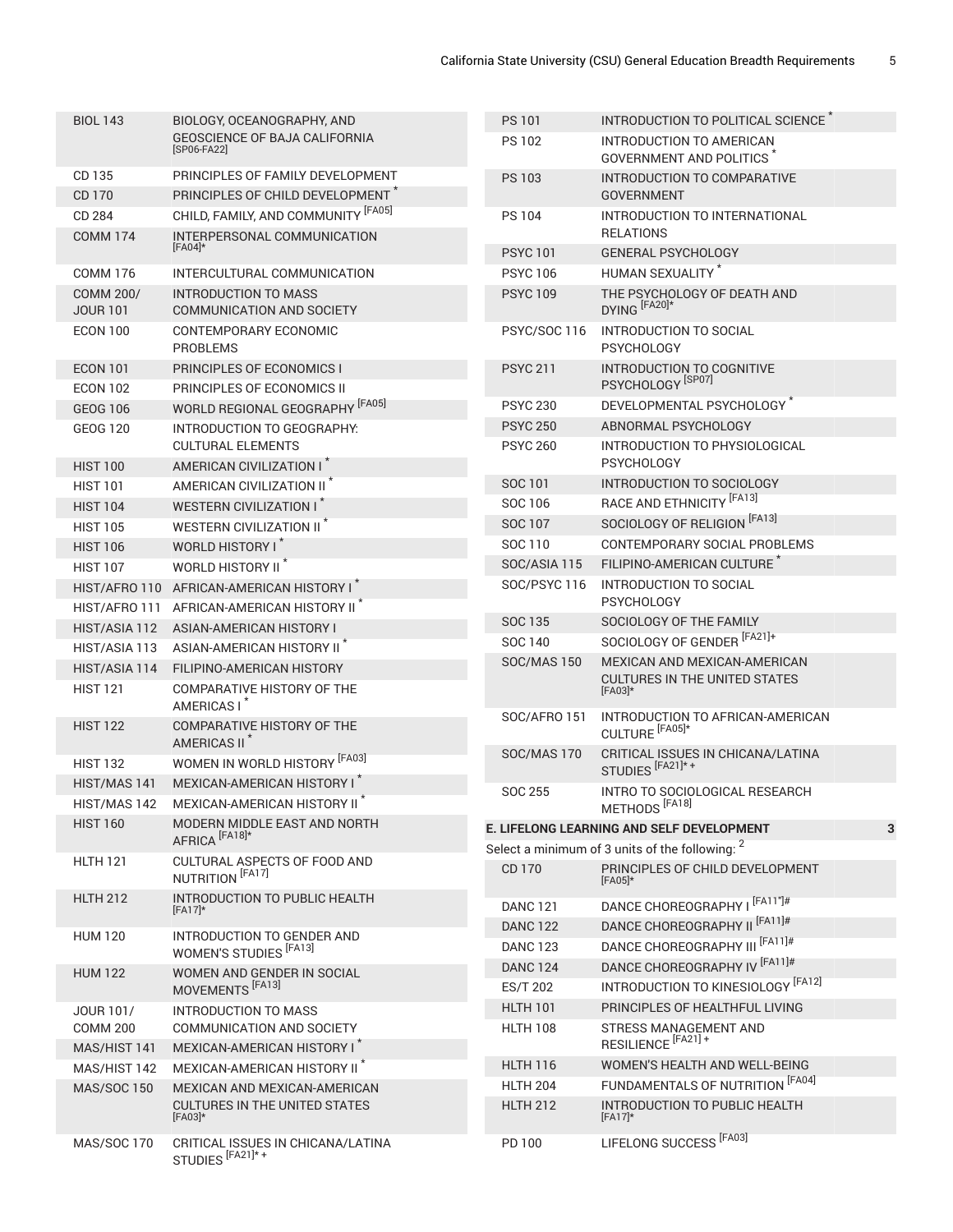| | | |
|---|---|---|
| BIOL 143 | BIOLOGY, OCEANOGRAPHY, AND GEOSCIENCE OF BAJA CALIFORNIA [SP06-FA22] | |
| CD 135 | PRINCIPLES OF FAMILY DEVELOPMENT | |
| CD 170 | PRINCIPLES OF CHILD DEVELOPMENT * | |
| CD 284 | CHILD, FAMILY, AND COMMUNITY [FA05] | |
| COMM 174 | INTERPERSONAL COMMUNICATION [FA04]* | |
| COMM 176 | INTERCULTURAL COMMUNICATION | |
| COMM 200/ JOUR 101 | INTRODUCTION TO MASS COMMUNICATION AND SOCIETY | |
| ECON 100 | CONTEMPORARY ECONOMIC PROBLEMS | |
| ECON 101 | PRINCIPLES OF ECONOMICS I | |
| ECON 102 | PRINCIPLES OF ECONOMICS II | |
| GEOG 106 | WORLD REGIONAL GEOGRAPHY [FA05] | |
| GEOG 120 | INTRODUCTION TO GEOGRAPHY: CULTURAL ELEMENTS | |
| HIST 100 | AMERICAN CIVILIZATION I * | |
| HIST 101 | AMERICAN CIVILIZATION II * | |
| HIST 104 | WESTERN CIVILIZATION I * | |
| HIST 105 | WESTERN CIVILIZATION II * | |
| HIST 106 | WORLD HISTORY I * | |
| HIST 107 | WORLD HISTORY II * | |
| HIST/AFRO 110 | AFRICAN-AMERICAN HISTORY I * | |
| HIST/AFRO 111 | AFRICAN-AMERICAN HISTORY II * | |
| HIST/ASIA 112 | ASIAN-AMERICAN HISTORY I | |
| HIST/ASIA 113 | ASIAN-AMERICAN HISTORY II * | |
| HIST/ASIA 114 | FILIPINO-AMERICAN HISTORY | |
| HIST 121 | COMPARATIVE HISTORY OF THE AMERICAS I * | |
| HIST 122 | COMPARATIVE HISTORY OF THE AMERICAS II * | |
| HIST 132 | WOMEN IN WORLD HISTORY [FA03] | |
| HIST/MAS 141 | MEXICAN-AMERICAN HISTORY I * | |
| HIST/MAS 142 | MEXICAN-AMERICAN HISTORY II * | |
| HIST 160 | MODERN MIDDLE EAST AND NORTH AFRICA [FA18]* | |
| HLTH 121 | CULTURAL ASPECTS OF FOOD AND NUTRITION [FA17] | |
| HLTH 212 | INTRODUCTION TO PUBLIC HEALTH [FA17]* | |
| HUM 120 | INTRODUCTION TO GENDER AND WOMEN'S STUDIES [FA13] | |
| HUM 122 | WOMEN AND GENDER IN SOCIAL MOVEMENTS [FA13] | |
| JOUR 101/ COMM 200 | INTRODUCTION TO MASS COMMUNICATION AND SOCIETY | |
| MAS/HIST 141 | MEXICAN-AMERICAN HISTORY I * | |
| MAS/HIST 142 | MEXICAN-AMERICAN HISTORY II * | |
| MAS/SOC 150 | MEXICAN AND MEXICAN-AMERICAN CULTURES IN THE UNITED STATES [FA03]* | |
| MAS/SOC 170 | CRITICAL ISSUES IN CHICANA/LATINA STUDIES [FA21]* + | |
| PS 101 | INTRODUCTION TO POLITICAL SCIENCE * | |
| PS 102 | INTRODUCTION TO AMERICAN GOVERNMENT AND POLITICS * | |
| PS 103 | INTRODUCTION TO COMPARATIVE GOVERNMENT | |
| PS 104 | INTRODUCTION TO INTERNATIONAL RELATIONS | |
| PSYC 101 | GENERAL PSYCHOLOGY | |
| PSYC 106 | HUMAN SEXUALITY * | |
| PSYC 109 | THE PSYCHOLOGY OF DEATH AND DYING [FA20]* | |
| PSYC/SOC 116 | INTRODUCTION TO SOCIAL PSYCHOLOGY | |
| PSYC 211 | INTRODUCTION TO COGNITIVE PSYCHOLOGY [SP07] | |
| PSYC 230 | DEVELOPMENTAL PSYCHOLOGY * | |
| PSYC 250 | ABNORMAL PSYCHOLOGY | |
| PSYC 260 | INTRODUCTION TO PHYSIOLOGICAL PSYCHOLOGY | |
| SOC 101 | INTRODUCTION TO SOCIOLOGY | |
| SOC 106 | RACE AND ETHNICITY [FA13] | |
| SOC 107 | SOCIOLOGY OF RELIGION [FA13] | |
| SOC 110 | CONTEMPORARY SOCIAL PROBLEMS | |
| SOC/ASIA 115 | FILIPINO-AMERICAN CULTURE * | |
| SOC/PSYC 116 | INTRODUCTION TO SOCIAL PSYCHOLOGY | |
| SOC 135 | SOCIOLOGY OF THE FAMILY | |
| SOC 140 | SOCIOLOGY OF GENDER [FA21]+ | |
| SOC/MAS 150 | MEXICAN AND MEXICAN-AMERICAN CULTURES IN THE UNITED STATES [FA03]* | |
| SOC/AFRO 151 | INTRODUCTION TO AFRICAN-AMERICAN CULTURE [FA05]* | |
| SOC/MAS 170 | CRITICAL ISSUES IN CHICANA/LATINA STUDIES [FA21]* + | |
| SOC 255 | INTRO TO SOCIOLOGICAL RESEARCH METHODS [FA18] | |
| **E. LIFELONG LEARNING AND SELF DEVELOPMENT** | | **3** |
| Select a minimum of 3 units of the following: [2] | | |
| CD 170 | PRINCIPLES OF CHILD DEVELOPMENT [FA05]* | |
| DANC 121 | DANCE CHOREOGRAPHY I [FA11]# | |
| DANC 122 | DANCE CHOREOGRAPHY II [FA11]# | |
| DANC 123 | DANCE CHOREOGRAPHY III [FA11]# | |
| DANC 124 | DANCE CHOREOGRAPHY IV [FA11]# | |
| ES/T 202 | INTRODUCTION TO KINESIOLOGY [FA12] | |
| HLTH 101 | PRINCIPLES OF HEALTHFUL LIVING | |
| HLTH 108 | STRESS MANAGEMENT AND RESILIENCE [FA21] + | |
| HLTH 116 | WOMEN'S HEALTH AND WELL-BEING | |
| HLTH 204 | FUNDAMENTALS OF NUTRITION [FA04] | |
| HLTH 212 | INTRODUCTION TO PUBLIC HEALTH [FA17]* | |
| PD 100 | LIFELONG SUCCESS [FA03] | |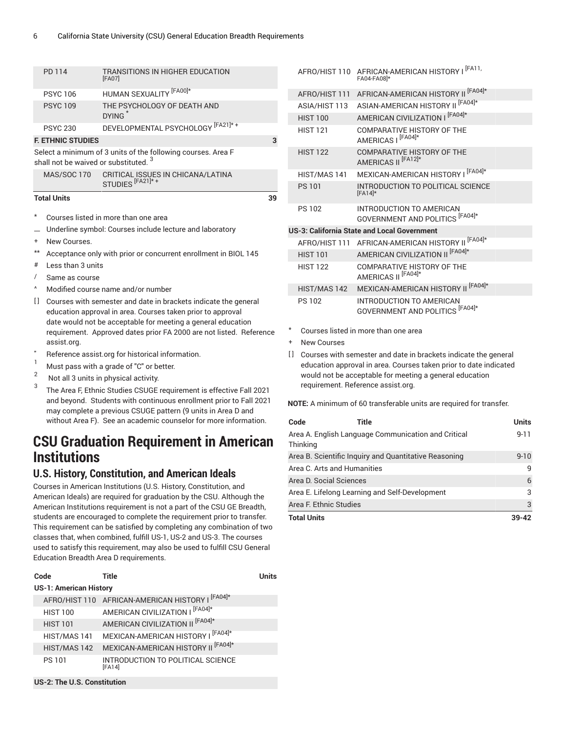| | | |
|---|---|---|
| PD 114 | TRANSITIONS IN HIGHER EDUCATION [FA07] | |
| PSYC 106 | HUMAN SEXUALITY [FA00]* | |
| PSYC 109 | THE PSYCHOLOGY OF DEATH AND DYING * | |
| PSYC 230 | DEVELOPMENTAL PSYCHOLOGY [FA21]* + | |
| **F. ETHNIC STUDIES** | | **3** |
| Select a minimum of 3 units of the following courses. Area F shall not be waived or substituted. [3] | | |
| MAS/SOC 170 | CRITICAL ISSUES IN CHICANA/LATINA STUDIES [FA21]* + | |
| **Total Units** | | **39** |

- \* Courses listed in more than one area
- _ Underline symbol: Courses include lecture and laboratory
- \+ New Courses.
- ** Acceptance only with prior or concurrent enrollment in BIOL 145
- \# Less than 3 units
- / Same as course
- ^ Modified course name and/or number
- [] Courses with semester and date in brackets indicate the general education approval in area. Courses taken prior to approval date would not be acceptable for meeting a general education requirement. Approved dates prior FA 2000 are not listed. Reference assist.org.
- " Reference assist.org for historical information.
- 1 Must pass with a grade of "C" or better.
- 2 Not all 3 units in physical activity.
- 3 The Area F, Ethnic Studies CSUGE requirement is effective Fall 2021 and beyond. Students with continuous enrollment prior to Fall 2021 may complete a previous CSUGE pattern (9 units in Area D and without Area F). See an academic counselor for more information.

# CSU Graduation Requirement in American Institutions

## U.S. History, Constitution, and American Ideals

Courses in American Institutions (U.S. History, Constitution, and American Ideals) are required for graduation by the CSU. Although the American Institutions requirement is not a part of the CSU GE Breadth, students are encouraged to complete the requirement prior to transfer. This requirement can be satisfied by completing any combination of two classes that, when combined, fulfill US-1, US-2 and US-3. The courses used to satisfy this requirement, may also be used to fulfill CSU General Education Breadth Area D requirements.

| Code | Title | Units |
|---|---|---|
| **US-1: American History** | | |
| AFRO/HIST 110 | AFRICAN-AMERICAN HISTORY I [FA04]* | |
| HIST 100 | AMERICAN CIVILIZATION I [FA04]* | |
| HIST 101 | AMERICAN CIVILIZATION II [FA04]* | |
| HIST/MAS 141 | MEXICAN-AMERICAN HISTORY I [FA04]* | |
| HIST/MAS 142 | MEXICAN-AMERICAN HISTORY II [FA04]* | |
| PS 101 | INTRODUCTION TO POLITICAL SCIENCE [FA14] | |
| **US-2: The U.S. Constitution** | | |
| AFRO/HIST 110 | AFRICAN-AMERICAN HISTORY I [FA11, FA04-FA08]* | |
| AFRO/HIST 111 | AFRICAN-AMERICAN HISTORY II [FA04]* | |
| ASIA/HIST 113 | ASIAN-AMERICAN HISTORY II [FA04]* | |
| HIST 100 | AMERICAN CIVILIZATION I [FA04]* | |
| HIST 121 | COMPARATIVE HISTORY OF THE AMERICAS I [FA04]* | |
| HIST 122 | COMPARATIVE HISTORY OF THE AMERICAS II [FA12]* | |
| HIST/MAS 141 | MEXICAN-AMERICAN HISTORY I [FA04]* | |
| PS 101 | INTRODUCTION TO POLITICAL SCIENCE [FA14]* | |
| PS 102 | INTRODUCTION TO AMERICAN GOVERNMENT AND POLITICS [FA04]* | |
| **US-3: California State and Local Government** | | |
| AFRO/HIST 111 | AFRICAN-AMERICAN HISTORY II [FA04]* | |
| HIST 101 | AMERICAN CIVILIZATION II [FA04]* | |
| HIST 122 | COMPARATIVE HISTORY OF THE AMERICAS II [FA04]* | |
| HIST/MAS 142 | MEXICAN-AMERICAN HISTORY II [FA04]* | |
| PS 102 | INTRODUCTION TO AMERICAN GOVERNMENT AND POLITICS [FA04]* | |

- \* Courses listed in more than one area
- \+ New Courses
- [] Courses with semester and date in brackets indicate the general education approval in area. Courses taken prior to date indicated would not be acceptable for meeting a general education requirement. Reference assist.org.

**NOTE:** A minimum of 60 transferable units are required for transfer.

| Code | Title | Units |
|---|---|---|
| Area A. English Language Communication and Critical Thinking | | 9-11 |
| Area B. Scientific Inquiry and Quantitative Reasoning | | 9-10 |
| Area C. Arts and Humanities | | 9 |
| Area D. Social Sciences | | 6 |
| Area E. Lifelong Learning and Self-Development | | 3 |
| Area F. Ethnic Studies | | 3 |
| **Total Units** | | **39-42** |